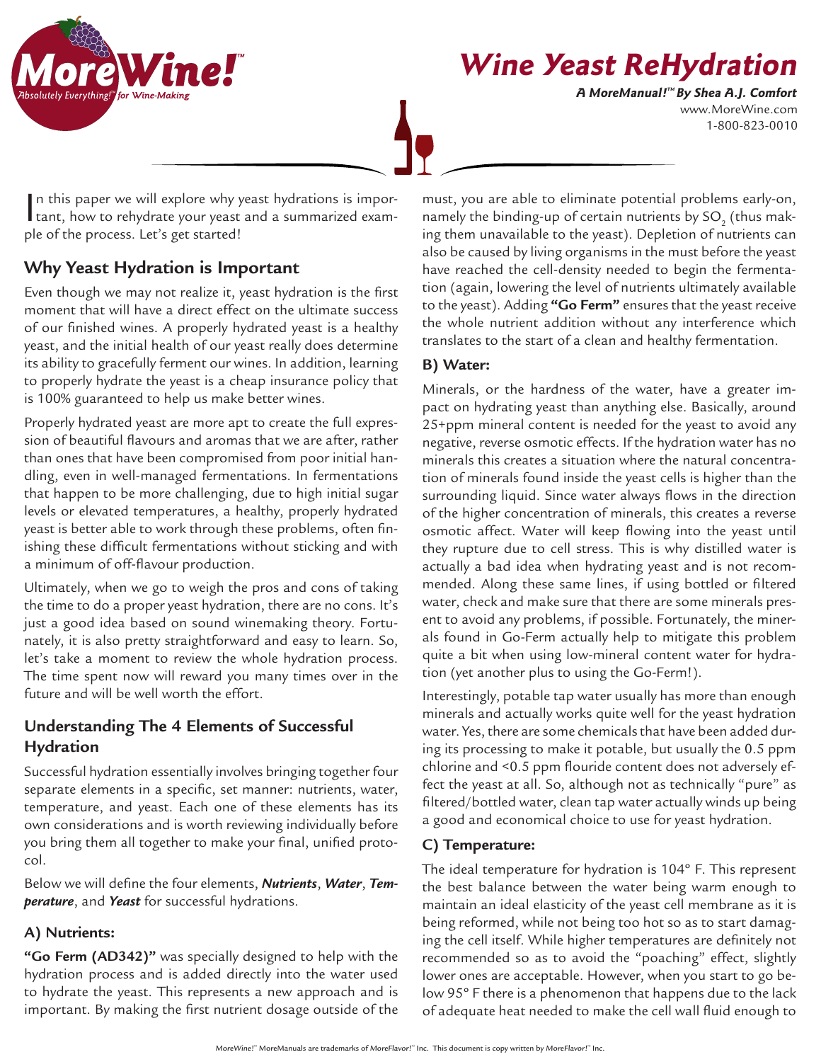# Wine Yeast ReHydration

***A MoreManual!™ By Shea A.J. Comfort***

www.MoreWine.com
1-800-823-0010

In this paper we will explore why yeast hydrations is important, how to rehydrate your yeast and a summarized example of the process. Let's get started!

## Why Yeast Hydration is Important

Even though we may not realize it, yeast hydration is the first moment that will have a direct effect on the ultimate success of our finished wines. A properly hydrated yeast is a healthy yeast, and the initial health of our yeast really does determine its ability to gracefully ferment our wines. In addition, learning to properly hydrate the yeast is a cheap insurance policy that is 100% guaranteed to help us make better wines.

Properly hydrated yeast are more apt to create the full expression of beautiful flavours and aromas that we are after, rather than ones that have been compromised from poor initial handling, even in well-managed fermentations. In fermentations that happen to be more challenging, due to high initial sugar levels or elevated temperatures, a healthy, properly hydrated yeast is better able to work through these problems, often finishing these difficult fermentations without sticking and with a minimum of off-flavour production.

Ultimately, when we go to weigh the pros and cons of taking the time to do a proper yeast hydration, there are no cons. It's just a good idea based on sound winemaking theory. Fortunately, it is also pretty straightforward and easy to learn. So, let's take a moment to review the whole hydration process. The time spent now will reward you many times over in the future and will be well worth the effort.

## Understanding The 4 Elements of Successful Hydration

Successful hydration essentially involves bringing together four separate elements in a specific, set manner: nutrients, water, temperature, and yeast. Each one of these elements has its own considerations and is worth reviewing individually before you bring them all together to make your final, unified protocol.

Below we will define the four elements, ***Nutrients***, ***Water***, ***Temperature***, and ***Yeast*** for successful hydrations.

### A) Nutrients:

**"Go Ferm (AD342)"** was specially designed to help with the hydration process and is added directly into the water used to hydrate the yeast. This represents a new approach and is important. By making the first nutrient dosage outside of the must, you are able to eliminate potential problems early-on, namely the binding-up of certain nutrients by $SO_2$ (thus making them unavailable to the yeast). Depletion of nutrients can also be caused by living organisms in the must before the yeast have reached the cell-density needed to begin the fermentation (again, lowering the level of nutrients ultimately available to the yeast). Adding **"Go Ferm"** ensures that the yeast receive the whole nutrient addition without any interference which translates to the start of a clean and healthy fermentation.

### B) Water:

Minerals, or the hardness of the water, have a greater impact on hydrating yeast than anything else. Basically, around 25+ppm mineral content is needed for the yeast to avoid any negative, reverse osmotic effects. If the hydration water has no minerals this creates a situation where the natural concentration of minerals found inside the yeast cells is higher than the surrounding liquid. Since water always flows in the direction of the higher concentration of minerals, this creates a reverse osmotic affect. Water will keep flowing into the yeast until they rupture due to cell stress. This is why distilled water is actually a bad idea when hydrating yeast and is not recommended. Along these same lines, if using bottled or filtered water, check and make sure that there are some minerals present to avoid any problems, if possible. Fortunately, the minerals found in Go-Ferm actually help to mitigate this problem quite a bit when using low-mineral content water for hydration (yet another plus to using the Go-Ferm!).

Interestingly, potable tap water usually has more than enough minerals and actually works quite well for the yeast hydration water. Yes, there are some chemicals that have been added during its processing to make it potable, but usually the 0.5 ppm chlorine and <0.5 ppm flouride content does not adversely effect the yeast at all. So, although not as technically "pure" as filtered/bottled water, clean tap water actually winds up being a good and economical choice to use for yeast hydration.

### C) Temperature:

The ideal temperature for hydration is 104° F. This represent the best balance between the water being warm enough to maintain an ideal elasticity of the yeast cell membrane as it is being reformed, while not being too hot so as to start damaging the cell itself. While higher temperatures are definitely not recommended so as to avoid the "poaching" effect, slightly lower ones are acceptable. However, when you start to go below 95° F there is a phenomenon that happens due to the lack of adequate heat needed to make the cell wall fluid enough to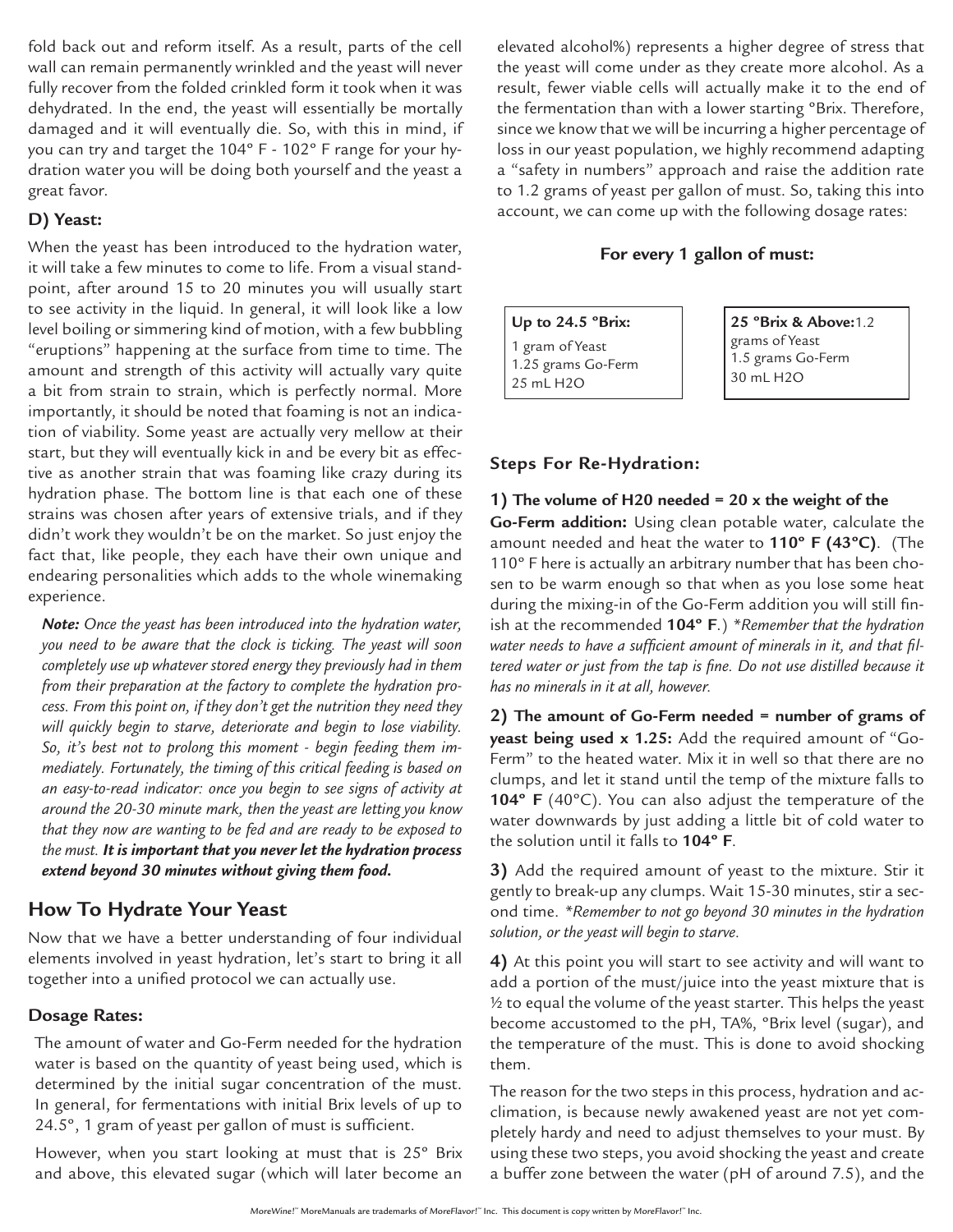fold back out and reform itself. As a result, parts of the cell wall can remain permanently wrinkled and the yeast will never fully recover from the folded crinkled form it took when it was dehydrated. In the end, the yeast will essentially be mortally damaged and it will eventually die. So, with this in mind, if you can try and target the 104° F - 102° F range for your hydration water you will be doing both yourself and the yeast a great favor.

### D) Yeast:

When the yeast has been introduced to the hydration water, it will take a few minutes to come to life. From a visual standpoint, after around 15 to 20 minutes you will usually start to see activity in the liquid. In general, it will look like a low level boiling or simmering kind of motion, with a few bubbling "eruptions" happening at the surface from time to time. The amount and strength of this activity will actually vary quite a bit from strain to strain, which is perfectly normal. More importantly, it should be noted that foaming is not an indication of viability. Some yeast are actually very mellow at their start, but they will eventually kick in and be every bit as effective as another strain that was foaming like crazy during its hydration phase. The bottom line is that each one of these strains was chosen after years of extensive trials, and if they didn't work they wouldn't be on the market. So just enjoy the fact that, like people, they each have their own unique and endearing personalities which adds to the whole winemaking experience.

***Note:*** *Once the yeast has been introduced into the hydration water, you need to be aware that the clock is ticking. The yeast will soon completely use up whatever stored energy they previously had in them from their preparation at the factory to complete the hydration process. From this point on, if they don't get the nutrition they need they will quickly begin to starve, deteriorate and begin to lose viability. So, it's best not to prolong this moment - begin feeding them immediately. Fortunately, the timing of this critical feeding is based on an easy-to-read indicator: once you begin to see signs of activity at around the 20-30 minute mark, then the yeast are letting you know that they now are wanting to be fed and are ready to be exposed to the must.* ***It is important that you never let the hydration process extend beyond 30 minutes without giving them food.***

## How To Hydrate Your Yeast

Now that we have a better understanding of four individual elements involved in yeast hydration, let's start to bring it all together into a unified protocol we can actually use.

### Dosage Rates:

The amount of water and Go-Ferm needed for the hydration water is based on the quantity of yeast being used, which is determined by the initial sugar concentration of the must. In general, for fermentations with initial Brix levels of up to 24.5°, 1 gram of yeast per gallon of must is sufficient.

However, when you start looking at must that is 25° Brix and above, this elevated sugar (which will later become an elevated alcohol%) represents a higher degree of stress that the yeast will come under as they create more alcohol. As a result, fewer viable cells will actually make it to the end of the fermentation than with a lower starting °Brix. Therefore, since we know that we will be incurring a higher percentage of loss in our yeast population, we highly recommend adapting a "safety in numbers" approach and raise the addition rate to 1.2 grams of yeast per gallon of must. So, taking this into account, we can come up with the following dosage rates:

**For every 1 gallon of must:**

| Up to 24.5 °Brix: | 25 °Brix & Above: |
|---|---|
| 1 gram of Yeast | 1.2 grams of Yeast |
| 1.25 grams Go-Ferm | 1.5 grams Go-Ferm |
| 25 mL H2O | 30 mL H2O |

### Steps For Re-Hydration:

**1) The volume of H20 needed = 20 x the weight of the Go-Ferm addition:** Using clean potable water, calculate the amount needed and heat the water to **110° F (43°C)**. (The 110° F here is actually an arbitrary number that has been chosen to be warm enough so that when as you lose some heat during the mixing-in of the Go-Ferm addition you will still finish at the recommended **104° F**.) *\*Remember that the hydration water needs to have a sufficient amount of minerals in it, and that filtered water or just from the tap is fine. Do not use distilled because it has no minerals in it at all, however.*

**2) The amount of Go-Ferm needed = number of grams of yeast being used x 1.25:** Add the required amount of "Go-Ferm" to the heated water. Mix it in well so that there are no clumps, and let it stand until the temp of the mixture falls to **104° F** (40°C). You can also adjust the temperature of the water downwards by just adding a little bit of cold water to the solution until it falls to **104° F**.

**3)** Add the required amount of yeast to the mixture. Stir it gently to break-up any clumps. Wait 15-30 minutes, stir a second time. *\*Remember to not go beyond 30 minutes in the hydration solution, or the yeast will begin to starve.*

**4)** At this point you will start to see activity and will want to add a portion of the must/juice into the yeast mixture that is ½ to equal the volume of the yeast starter. This helps the yeast become accustomed to the pH, TA%, °Brix level (sugar), and the temperature of the must. This is done to avoid shocking them.

The reason for the two steps in this process, hydration and acclimation, is because newly awakened yeast are not yet completely hardy and need to adjust themselves to your must. By using these two steps, you avoid shocking the yeast and create a buffer zone between the water (pH of around 7.5), and the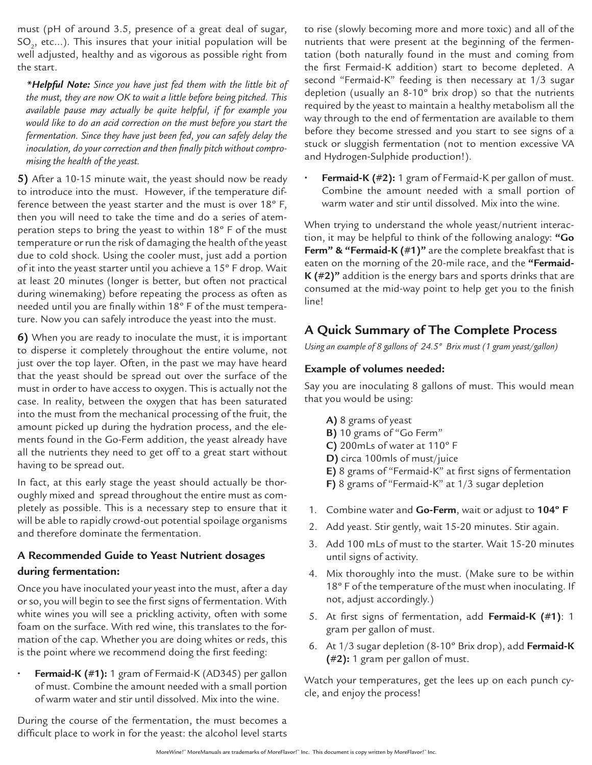must (pH of around 3.5, presence of a great deal of sugar, $SO_2$, etc...). This insures that your initial population will be well adjusted, healthy and as vigorous as possible right from the start.

***Helpful Note:** Since you have just fed them with the little bit of the must, they are now OK to wait a little before being pitched. This available pause may actually be quite helpful, if for example you would like to do an acid correction on the must before you start the fermentation. Since they have just been fed, you can safely delay the inoculation, do your correction and then finally pitch without compromising the health of the yeast.*

**5)** After a 10-15 minute wait, the yeast should now be ready to introduce into the must. However, if the temperature difference between the yeast starter and the must is over 18° F, then you will need to take the time and do a series of atemperation steps to bring the yeast to within 18° F of the must temperature or run the risk of damaging the health of the yeast due to cold shock. Using the cooler must, just add a portion of it into the yeast starter until you achieve a 15° F drop. Wait at least 20 minutes (longer is better, but often not practical during winemaking) before repeating the process as often as needed until you are finally within 18° F of the must temperature. Now you can safely introduce the yeast into the must.

**6)** When you are ready to inoculate the must, it is important to disperse it completely throughout the entire volume, not just over the top layer. Often, in the past we may have heard that the yeast should be spread out over the surface of the must in order to have access to oxygen. This is actually not the case. In reality, between the oxygen that has been saturated into the must from the mechanical processing of the fruit, the amount picked up during the hydration process, and the elements found in the Go-Ferm addition, the yeast already have all the nutrients they need to get off to a great start without having to be spread out.

In fact, at this early stage the yeast should actually be thoroughly mixed and spread throughout the entire must as completely as possible. This is a necessary step to ensure that it will be able to rapidly crowd-out potential spoilage organisms and therefore dominate the fermentation.

### A Recommended Guide to Yeast Nutrient dosages during fermentation:

Once you have inoculated your yeast into the must, after a day or so, you will begin to see the first signs of fermentation. With white wines you will see a prickling activity, often with some foam on the surface. With red wine, this translates to the formation of the cap. Whether you are doing whites or reds, this is the point where we recommend doing the first feeding:

- **Fermaid-K (#1):** 1 gram of Fermaid-K (AD345) per gallon of must. Combine the amount needed with a small portion of warm water and stir until dissolved. Mix into the wine.

During the course of the fermentation, the must becomes a difficult place to work in for the yeast: the alcohol level starts to rise (slowly becoming more and more toxic) and all of the nutrients that were present at the beginning of the fermentation (both naturally found in the must and coming from the first Fermaid-K addition) start to become depleted. A second "Fermaid-K" feeding is then necessary at 1/3 sugar depletion (usually an 8-10° brix drop) so that the nutrients required by the yeast to maintain a healthy metabolism all the way through to the end of fermentation are available to them before they become stressed and you start to see signs of a stuck or sluggish fermentation (not to mention excessive VA and Hydrogen-Sulphide production!).

- **Fermaid-K (#2):** 1 gram of Fermaid-K per gallon of must. Combine the amount needed with a small portion of warm water and stir until dissolved. Mix into the wine.

When trying to understand the whole yeast/nutrient interaction, it may be helpful to think of the following analogy: **"Go Ferm" & "Fermaid-K (#1)"** are the complete breakfast that is eaten on the morning of the 20-mile race, and the **"Fermaid-K (#2)"** addition is the energy bars and sports drinks that are consumed at the mid-way point to help get you to the finish line!

## A Quick Summary of The Complete Process

*Using an example of 8 gallons of 24.5° Brix must (1 gram yeast/gallon)*

### Example of volumes needed:

Say you are inoculating 8 gallons of must. This would mean that you would be using:

**A)** 8 grams of yeast
**B)** 10 grams of "Go Ferm"
**C)** 200mLs of water at 110° F
**D)** circa 100mls of must/juice
**E)** 8 grams of "Fermaid-K" at first signs of fermentation
**F)** 8 grams of "Fermaid-K" at 1/3 sugar depletion

1. Combine water and **Go-Ferm**, wait or adjust to **104° F**
2. Add yeast. Stir gently, wait 15-20 minutes. Stir again.
3. Add 100 mLs of must to the starter. Wait 15-20 minutes until signs of activity.
4. Mix thoroughly into the must. (Make sure to be within 18° F of the temperature of the must when inoculating. If not, adjust accordingly.)
5. At first signs of fermentation, add **Fermaid-K (#1)**: 1 gram per gallon of must.
6. At 1/3 sugar depletion (8-10° Brix drop), add **Fermaid-K (#2):** 1 gram per gallon of must.

Watch your temperatures, get the lees up on each punch cycle, and enjoy the process!

MoreWine!™ MoreManuals are trademarks of MoreFlavor!™ Inc. This document is copy written by MoreFlavor!™ Inc.